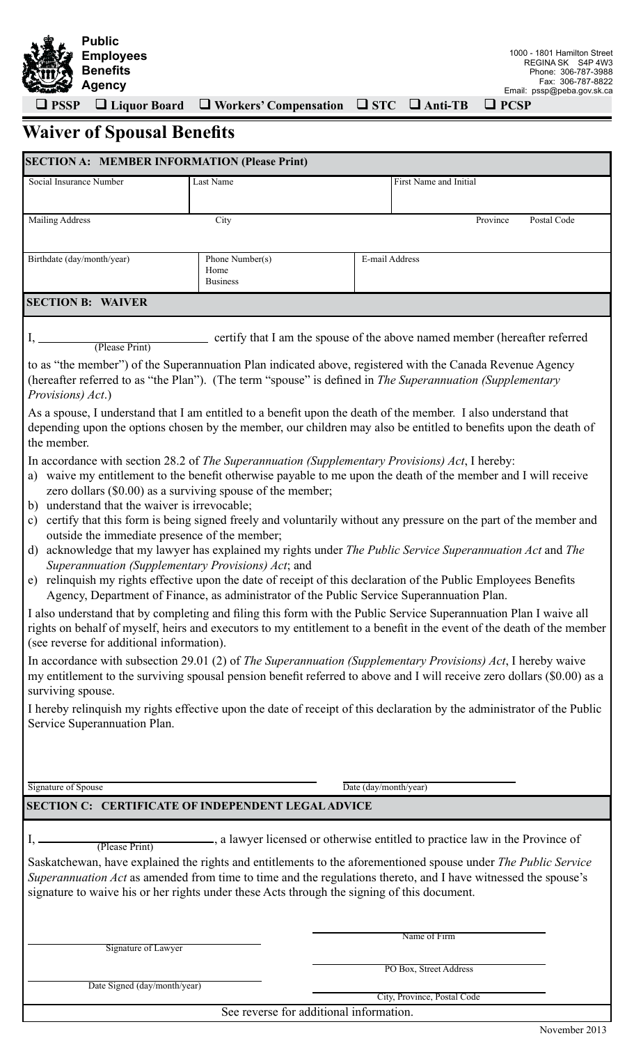**Public Employees Benefits Agency**

1000 - 1801 Hamilton Street
REGINA SK S4P 4W3
Phone: 306-787-3988
Fax: 306-787-8822
Email: pssp@peba.gov.sk.ca

❑ PSSP ❑ Liquor Board ❑ Workers' Compensation ❑ STC ❑ Anti-TB ❑ PCSP

# Waiver of Spousal Benefits

## SECTION A: MEMBER INFORMATION (Please Print)

| Social Insurance Number | Last Name | First Name and Initial | |
|---|---|---|---|
| Mailing Address | City | Province | Postal Code |
| Birthdate (day/month/year) | Phone Number(s) Home Business | E-mail Address | |

## SECTION B: WAIVER

I, ______________________ (Please Print) certify that I am the spouse of the above named member (hereafter referred to as "the member") of the Superannuation Plan indicated above, registered with the Canada Revenue Agency (hereafter referred to as "the Plan"). (The term "spouse" is defined in *The Superannuation (Supplementary Provisions) Act*.)

As a spouse, I understand that I am entitled to a benefit upon the death of the member. I also understand that depending upon the options chosen by the member, our children may also be entitled to benefits upon the death of the member.

In accordance with section 28.2 of *The Superannuation (Supplementary Provisions) Act*, I hereby:

a) waive my entitlement to the benefit otherwise payable to me upon the death of the member and I will receive zero dollars ($0.00) as a surviving spouse of the member;
b) understand that the waiver is irrevocable;
c) certify that this form is being signed freely and voluntarily without any pressure on the part of the member and outside the immediate presence of the member;
d) acknowledge that my lawyer has explained my rights under *The Public Service Superannuation Act* and *The Superannuation (Supplementary Provisions) Act*; and
e) relinquish my rights effective upon the date of receipt of this declaration of the Public Employees Benefits Agency, Department of Finance, as administrator of the Public Service Superannuation Plan.

I also understand that by completing and filing this form with the Public Service Superannuation Plan I waive all rights on behalf of myself, heirs and executors to my entitlement to a benefit in the event of the death of the member (see reverse for additional information).

In accordance with subsection 29.01 (2) of *The Superannuation (Supplementary Provisions) Act*, I hereby waive my entitlement to the surviving spousal pension benefit referred to above and I will receive zero dollars ($0.00) as a surviving spouse.

I hereby relinquish my rights effective upon the date of receipt of this declaration by the administrator of the Public Service Superannuation Plan.

______________________ Signature of Spouse

______________________ Date (day/month/year)

## SECTION C: CERTIFICATE OF INDEPENDENT LEGAL ADVICE

I, ______________________ (Please Print), a lawyer licensed or otherwise entitled to practice law in the Province of Saskatchewan, have explained the rights and entitlements to the aforementioned spouse under *The Public Service Superannuation Act* as amended from time to time and the regulations thereto, and I have witnessed the spouse's signature to waive his or her rights under these Acts through the signing of this document.

______________________ Signature of Lawyer

______________________ Date Signed (day/month/year)

______________________ Name of Firm

______________________ PO Box, Street Address

______________________ City, Province, Postal Code

See reverse for additional information.

November 2013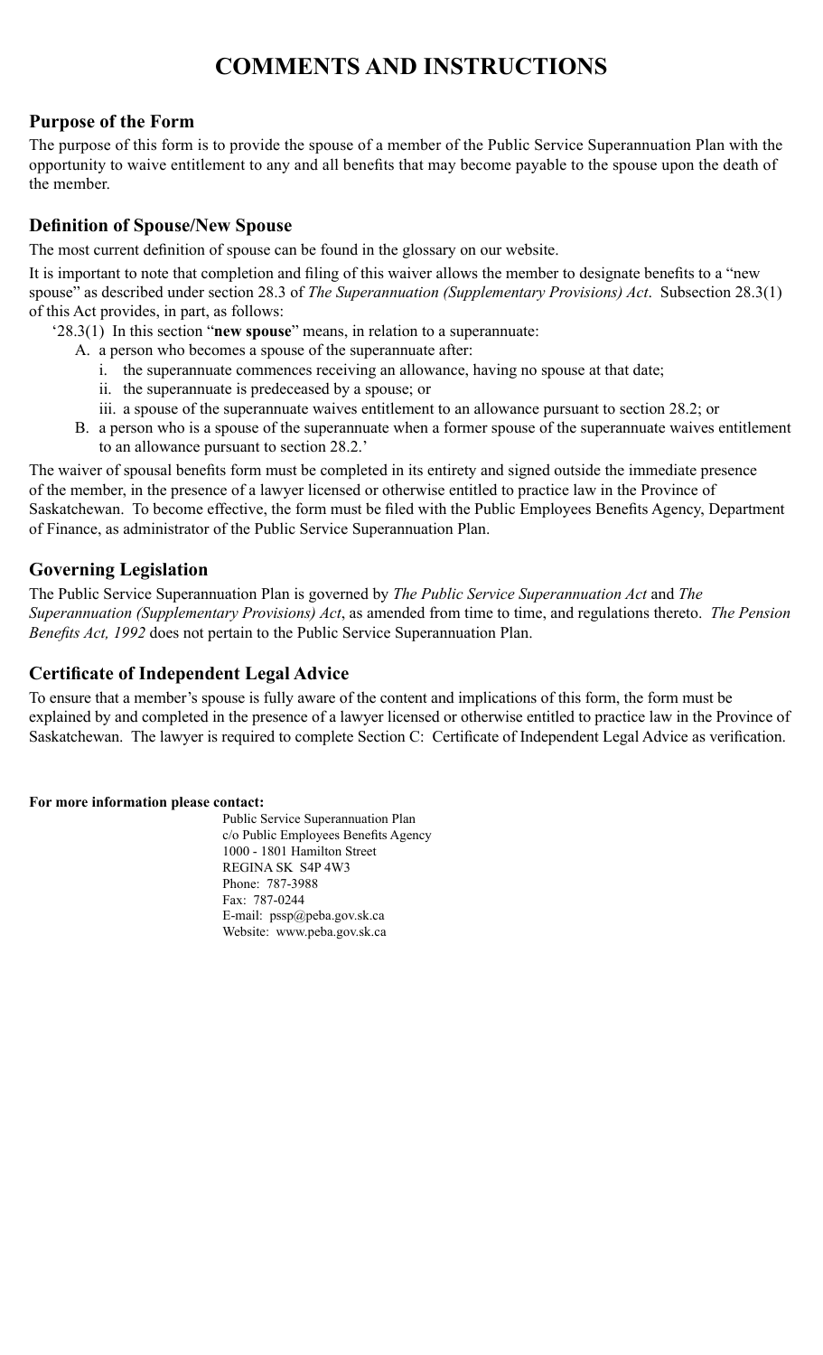# COMMENTS AND INSTRUCTIONS

## Purpose of the Form

The purpose of this form is to provide the spouse of a member of the Public Service Superannuation Plan with the opportunity to waive entitlement to any and all benefits that may become payable to the spouse upon the death of the member.

## Definition of Spouse/New Spouse

The most current definition of spouse can be found in the glossary on our website.

It is important to note that completion and filing of this waiver allows the member to designate benefits to a "new spouse" as described under section 28.3 of *The Superannuation (Supplementary Provisions) Act*. Subsection 28.3(1) of this Act provides, in part, as follows:

'28.3(1) In this section "**new spouse**" means, in relation to a superannuate:

A. a person who becomes a spouse of the superannuate after:
   i. the superannuate commences receiving an allowance, having no spouse at that date;
   ii. the superannuate is predeceased by a spouse; or
   iii. a spouse of the superannuate waives entitlement to an allowance pursuant to section 28.2; or
B. a person who is a spouse of the superannuate when a former spouse of the superannuate waives entitlement to an allowance pursuant to section 28.2.'

The waiver of spousal benefits form must be completed in its entirety and signed outside the immediate presence of the member, in the presence of a lawyer licensed or otherwise entitled to practice law in the Province of Saskatchewan. To become effective, the form must be filed with the Public Employees Benefits Agency, Department of Finance, as administrator of the Public Service Superannuation Plan.

## Governing Legislation

The Public Service Superannuation Plan is governed by *The Public Service Superannuation Act* and *The Superannuation (Supplementary Provisions) Act*, as amended from time to time, and regulations thereto. *The Pension Benefits Act, 1992* does not pertain to the Public Service Superannuation Plan.

## Certificate of Independent Legal Advice

To ensure that a member's spouse is fully aware of the content and implications of this form, the form must be explained by and completed in the presence of a lawyer licensed or otherwise entitled to practice law in the Province of Saskatchewan. The lawyer is required to complete Section C: Certificate of Independent Legal Advice as verification.

**For more information please contact:**

Public Service Superannuation Plan
c/o Public Employees Benefits Agency
1000 - 1801 Hamilton Street
REGINA SK S4P 4W3
Phone: 787-3988
Fax: 787-0244
E-mail: pssp@peba.gov.sk.ca
Website: www.peba.gov.sk.ca